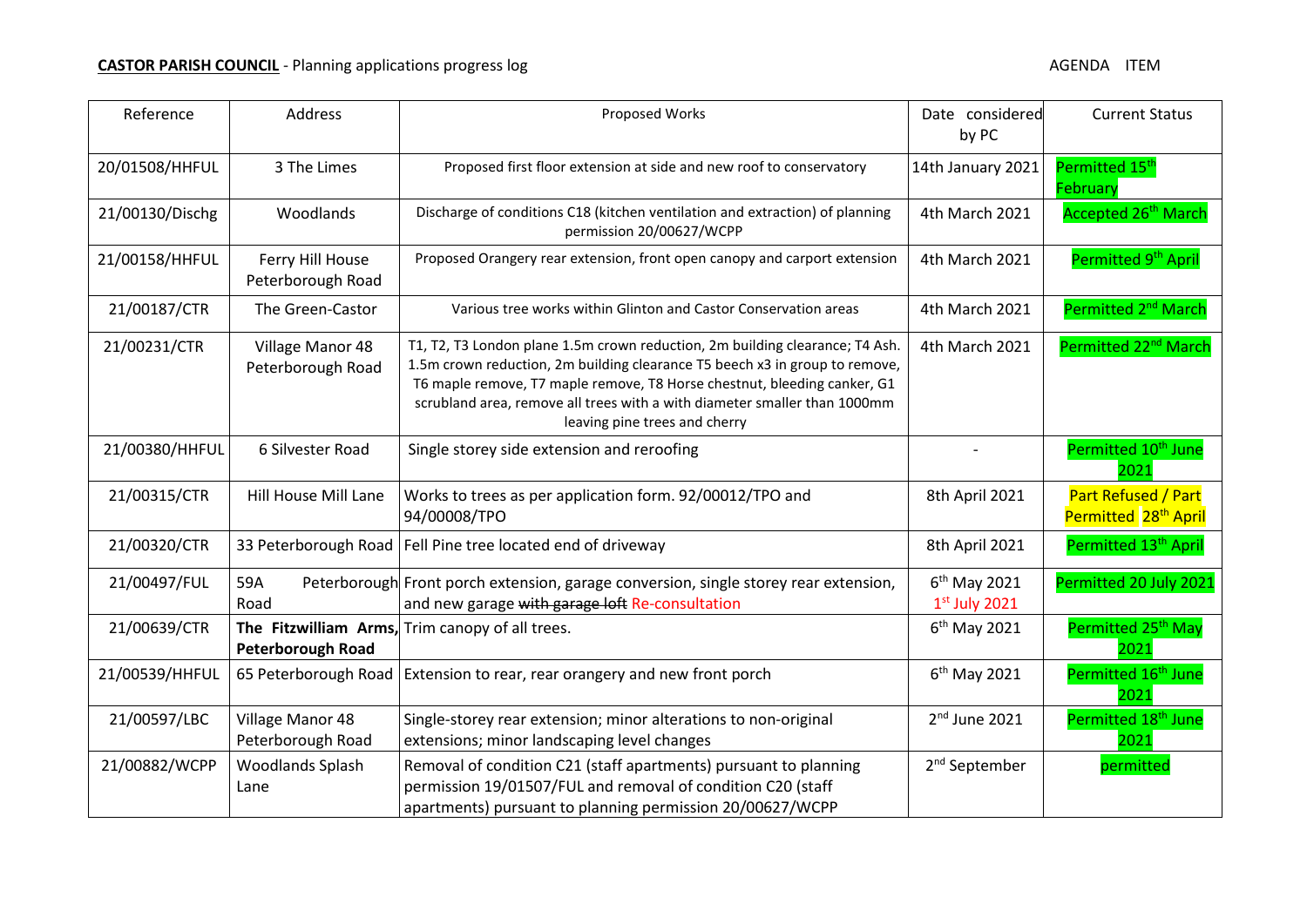**CASTOR PARISH COUNCIL** - Planning applications progress log

AGENDA ITEM

| Reference | Address | Proposed Works | Date considered by PC | Current Status |
|---|---|---|---|---|
| 20/01508/HHFUL | 3 The Limes | Proposed first floor extension at side and new roof to conservatory | 14th January 2021 | Permitted 15th February |
| 21/00130/Dischg | Woodlands | Discharge of conditions C18 (kitchen ventilation and extraction) of planning permission 20/00627/WCPP | 4th March 2021 | Accepted 26th March |
| 21/00158/HHFUL | Ferry Hill House Peterborough Road | Proposed Orangery rear extension, front open canopy and carport extension | 4th March 2021 | Permitted 9th April |
| 21/00187/CTR | The Green-Castor | Various tree works within Glinton and Castor Conservation areas | 4th March 2021 | Permitted 2nd March |
| 21/00231/CTR | Village Manor 48 Peterborough Road | T1, T2, T3 London plane 1.5m crown reduction, 2m building clearance; T4 Ash. 1.5m crown reduction, 2m building clearance T5 beech x3 in group to remove, T6 maple remove, T7 maple remove, T8 Horse chestnut, bleeding canker, G1 scrubland area, remove all trees with a with diameter smaller than 1000mm leaving pine trees and cherry | 4th March 2021 | Permitted 22nd March |
| 21/00380/HHFUL | 6 Silvester Road | Single storey side extension and reroofing | - | Permitted 10th June 2021 |
| 21/00315/CTR | Hill House Mill Lane | Works to trees as per application form. 92/00012/TPO and 94/00008/TPO | 8th April 2021 | Part Refused / Part Permitted 28th April |
| 21/00320/CTR | 33 Peterborough Road | Fell Pine tree located end of driveway | 8th April 2021 | Permitted 13th April |
| 21/00497/FUL | 59A Peterborough Road | Front porch extension, garage conversion, single storey rear extension, and new garage ~~with garage loft~~ Re-consultation | 6th May 2021 1st July 2021 | Permitted 20 July 2021 |
| 21/00639/CTR | **The Fitzwilliam Arms, Peterborough Road** | Trim canopy of all trees. | 6th May 2021 | Permitted 25th May 2021 |
| 21/00539/HHFUL | 65 Peterborough Road | Extension to rear, rear orangery and new front porch | 6th May 2021 | Permitted 16th June 2021 |
| 21/00597/LBC | Village Manor 48 Peterborough Road | Single-storey rear extension; minor alterations to non-original extensions; minor landscaping level changes | 2nd June 2021 | Permitted 18th June 2021 |
| 21/00882/WCPP | Woodlands Splash Lane | Removal of condition C21 (staff apartments) pursuant to planning permission 19/01507/FUL and removal of condition C20 (staff apartments) pursuant to planning permission 20/00627/WCPP | 2nd September | permitted |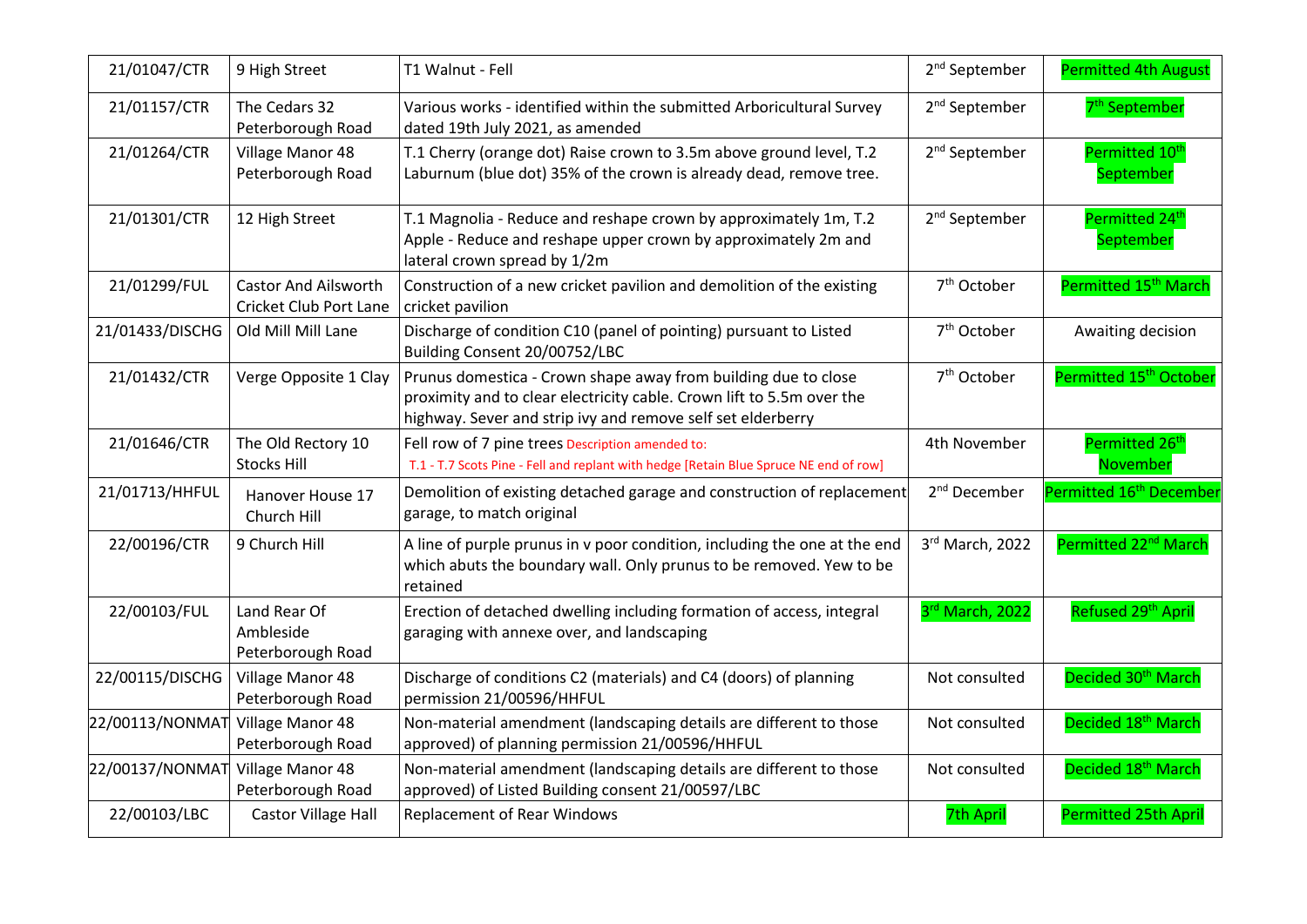| 21/01047/CTR | 9 High Street | T1 Walnut - Fell | 2nd September | Permitted 4th August |
|---|---|---|---|---|
| 21/01157/CTR | The Cedars 32 Peterborough Road | Various works - identified within the submitted Arboricultural Survey dated 19th July 2021, as amended | 2nd September | 7th September |
| 21/01264/CTR | Village Manor 48 Peterborough Road | T.1 Cherry (orange dot) Raise crown to 3.5m above ground level, T.2 Laburnum (blue dot) 35% of the crown is already dead, remove tree. | 2nd September | Permitted 10th September |
| 21/01301/CTR | 12 High Street | T.1 Magnolia - Reduce and reshape crown by approximately 1m, T.2 Apple - Reduce and reshape upper crown by approximately 2m and lateral crown spread by 1/2m | 2nd September | Permitted 24th September |
| 21/01299/FUL | Castor And Ailsworth Cricket Club Port Lane | Construction of a new cricket pavilion and demolition of the existing cricket pavilion | 7th October | Permitted 15th March |
| 21/01433/DISCHG | Old Mill Mill Lane | Discharge of condition C10 (panel of pointing) pursuant to Listed Building Consent 20/00752/LBC | 7th October | Awaiting decision |
| 21/01432/CTR | Verge Opposite 1 Clay | Prunus domestica - Crown shape away from building due to close proximity and to clear electricity cable. Crown lift to 5.5m over the highway. Sever and strip ivy and remove self set elderberry | 7th October | Permitted 15th October |
| 21/01646/CTR | The Old Rectory 10 Stocks Hill | Fell row of 7 pine trees Description amended to: T.1 - T.7 Scots Pine - Fell and replant with hedge [Retain Blue Spruce NE end of row] | 4th November | Permitted 26th November |
| 21/01713/HHFUL | Hanover House 17 Church Hill | Demolition of existing detached garage and construction of replacement garage, to match original | 2nd December | Permitted 16th December |
| 22/00196/CTR | 9 Church Hill | A line of purple prunus in v poor condition, including the one at the end which abuts the boundary wall. Only prunus to be removed. Yew to be retained | 3rd March, 2022 | Permitted 22nd March |
| 22/00103/FUL | Land Rear Of Ambleside Peterborough Road | Erection of detached dwelling including formation of access, integral garaging with annexe over, and landscaping | 3rd March, 2022 | Refused 29th April |
| 22/00115/DISCHG | Village Manor 48 Peterborough Road | Discharge of conditions C2 (materials) and C4 (doors) of planning permission 21/00596/HHFUL | Not consulted | Decided 30th March |
| 22/00113/NONMAT | Village Manor 48 Peterborough Road | Non-material amendment (landscaping details are different to those approved) of planning permission 21/00596/HHFUL | Not consulted | Decided 18th March |
| 22/00137/NONMAT | Village Manor 48 Peterborough Road | Non-material amendment (landscaping details are different to those approved) of Listed Building consent 21/00597/LBC | Not consulted | Decided 18th March |
| 22/00103/LBC | Castor Village Hall | Replacement of Rear Windows | 7th April | Permitted 25th April |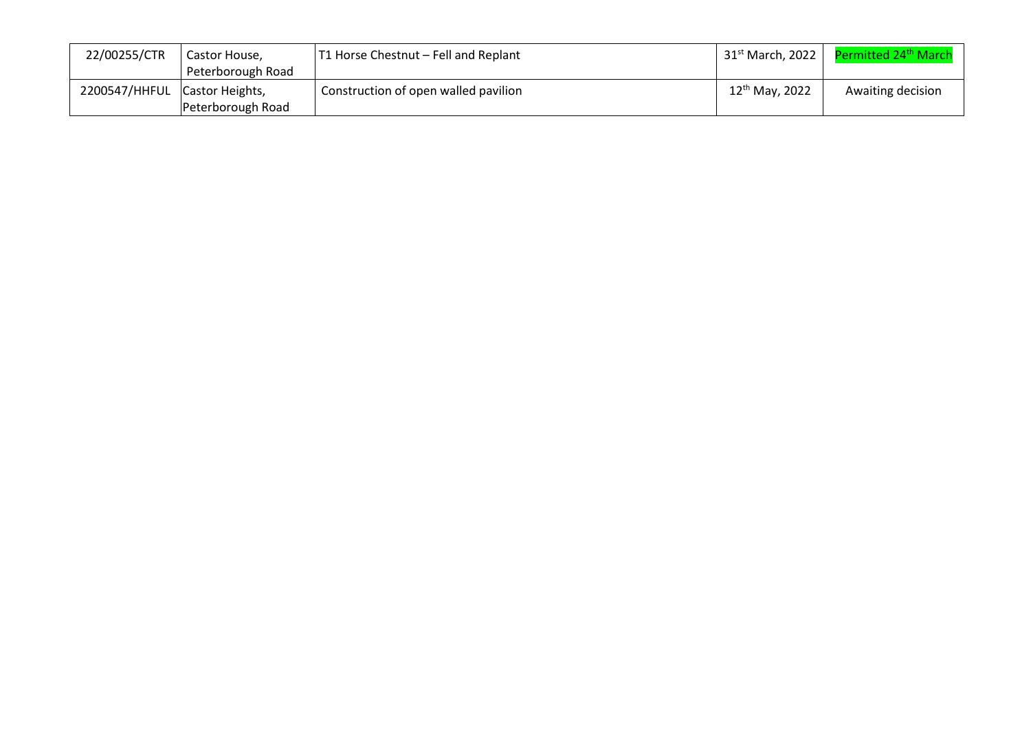| | | | | |
|---|---|---|---|---|
| 22/00255/CTR | Castor House, Peterborough Road | T1 Horse Chestnut – Fell and Replant | 31st March, 2022 | Permitted 24th March |
| 2200547/HHFUL | Castor Heights, Peterborough Road | Construction of open walled pavilion | 12th May, 2022 | Awaiting decision |